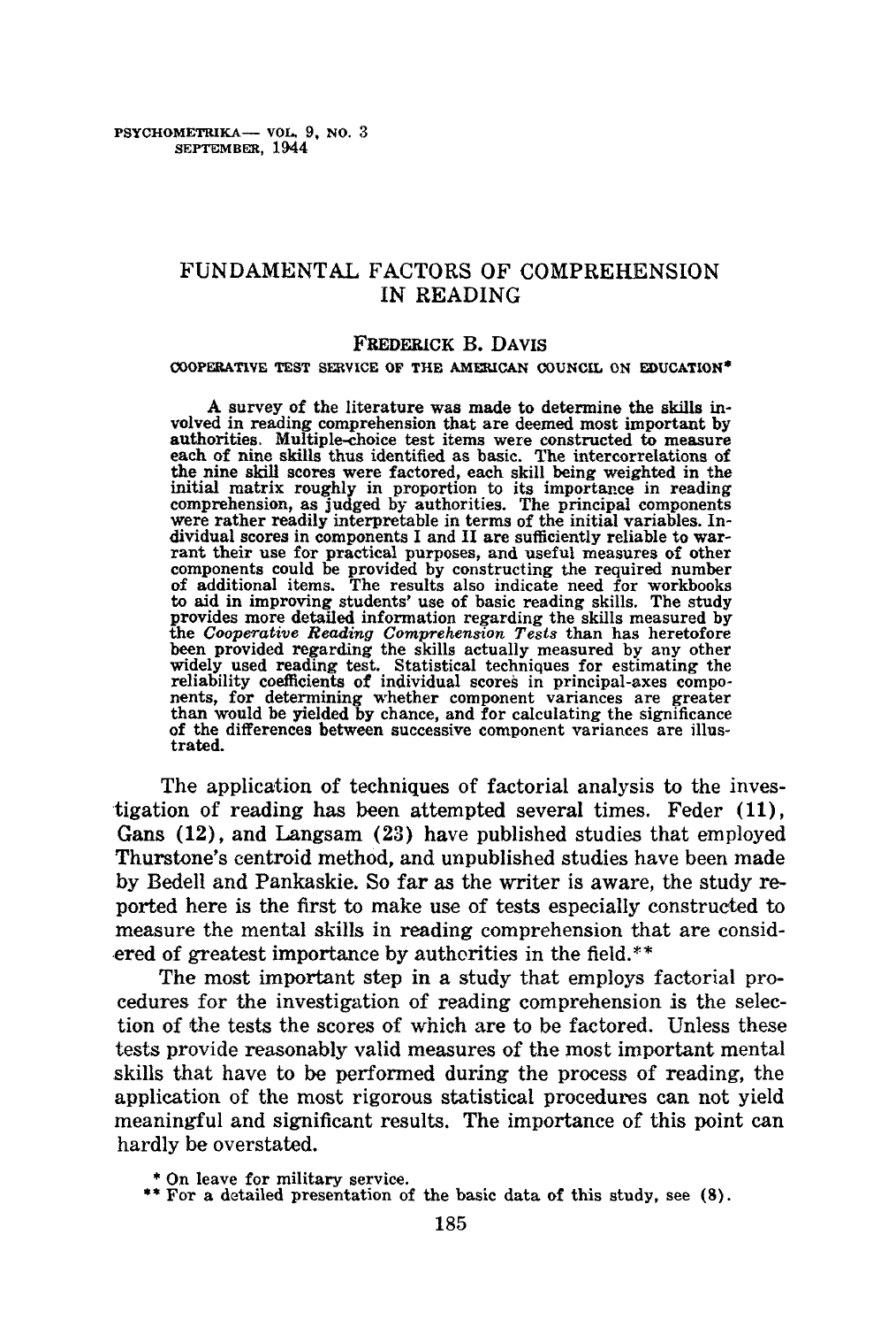# FUNDAMENTAL FACTORS OF COMPREHENSION IN READING

FREDERICK B. DAVIS

COOPERATIVE TEST SERVICE OF THE AMERICAN COUNCIL ON EDUCATION*

A survey of the literature was made to determine the skills involved in reading comprehension that are deemed most important by authorities. Multiple-choice test items were constructed to measure each of nine skills thus identified as basic. The intercorrelations of the nine skill scores were factored, each skill being weighted in the initial matrix roughly in proportion to its importance in reading comprehension, as judged by authorities. The principal components were rather readily interpretable in terms of the initial variables. Individual scores in components I and II are sufficiently reliable to warrant their use for practical purposes, and useful measures of other components could be provided by constructing the required number of additional items. The results also indicate need for workbooks to aid in improving students' use of basic reading skills. The study provides more detailed information regarding the skills measured by the *Cooperative Reading Comprehension Tests* than has heretofore been provided regarding the skills actually measured by any other widely used reading test. Statistical techniques for estimating the reliability coefficients of individual scores in principal-axes components, for determining whether component variances are greater than would be yielded by chance, and for calculating the significance of the differences between successive component variances are illustrated.

The application of techniques of factorial analysis to the investigation of reading has been attempted several times. Feder (11), Gans (12), and Langsam (23) have published studies that employed Thurstone's centroid method, and unpublished studies have been made by Bedell and Pankaskie. So far as the writer is aware, the study reported here is the first to make use of tests especially constructed to measure the mental skills in reading comprehension that are considered of greatest importance by authorities in the field.**

The most important step in a study that employs factorial procedures for the investigation of reading comprehension is the selection of the tests the scores of which are to be factored. Unless these tests provide reasonably valid measures of the most important mental skills that have to be performed during the process of reading, the application of the most rigorous statistical procedures can not yield meaningful and significant results. The importance of this point can hardly be overstated.

\* On leave for military service.

\*\* For a detailed presentation of the basic data of this study, see (8).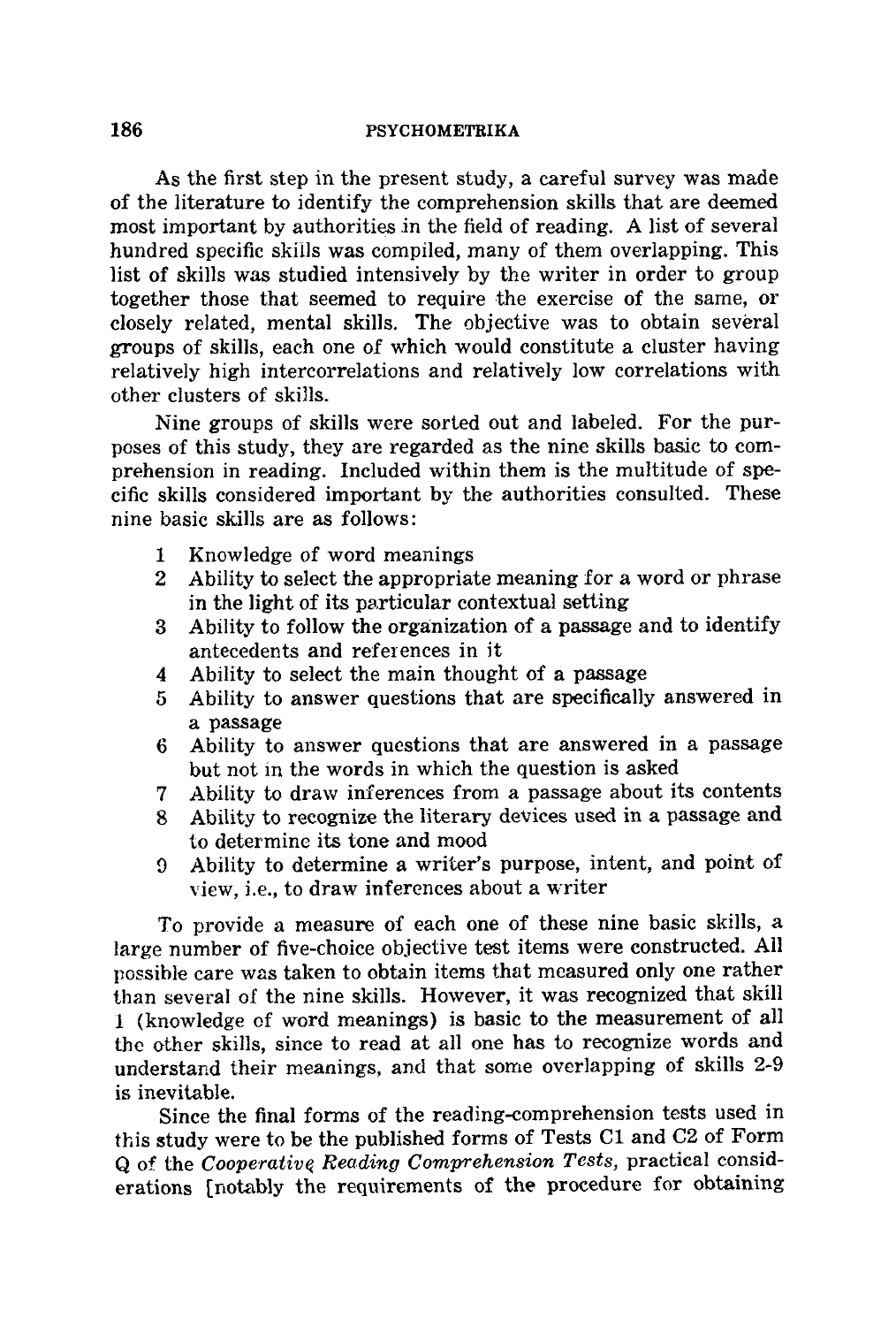As the first step in the present study, a careful survey was made of the literature to identify the comprehension skills that are deemed most important by authorities in the field of reading. A list of several hundred specific skills was compiled, many of them overlapping. This list of skills was studied intensively by the writer in order to group together those that seemed to require the exercise of the same, or closely related, mental skills. The objective was to obtain several groups of skills, each one of which would constitute a cluster having relatively high intercorrelations and relatively low correlations with other clusters of skills.

Nine groups of skills were sorted out and labeled. For the purposes of this study, they are regarded as the nine skills basic to comprehension in reading. Included within them is the multitude of specific skills considered important by the authorities consulted. These nine basic skills are as follows:

1 Knowledge of word meanings
2 Ability to select the appropriate meaning for a word or phrase in the light of its particular contextual setting
3 Ability to follow the organization of a passage and to identify antecedents and references in it
4 Ability to select the main thought of a passage
5 Ability to answer questions that are specifically answered in a passage
6 Ability to answer questions that are answered in a passage but not in the words in which the question is asked
7 Ability to draw inferences from a passage about its contents
8 Ability to recognize the literary devices used in a passage and to determine its tone and mood
9 Ability to determine a writer's purpose, intent, and point of view, i.e., to draw inferences about a writer

To provide a measure of each one of these nine basic skills, a large number of five-choice objective test items were constructed. All possible care was taken to obtain items that measured only one rather than several of the nine skills. However, it was recognized that skill 1 (knowledge of word meanings) is basic to the measurement of all the other skills, since to read at all one has to recognize words and understand their meanings, and that some overlapping of skills 2-9 is inevitable.

Since the final forms of the reading-comprehension tests used in this study were to be the published forms of Tests C1 and C2 of Form Q of the *Cooperative Reading Comprehension Tests*, practical considerations [notably the requirements of the procedure for obtaining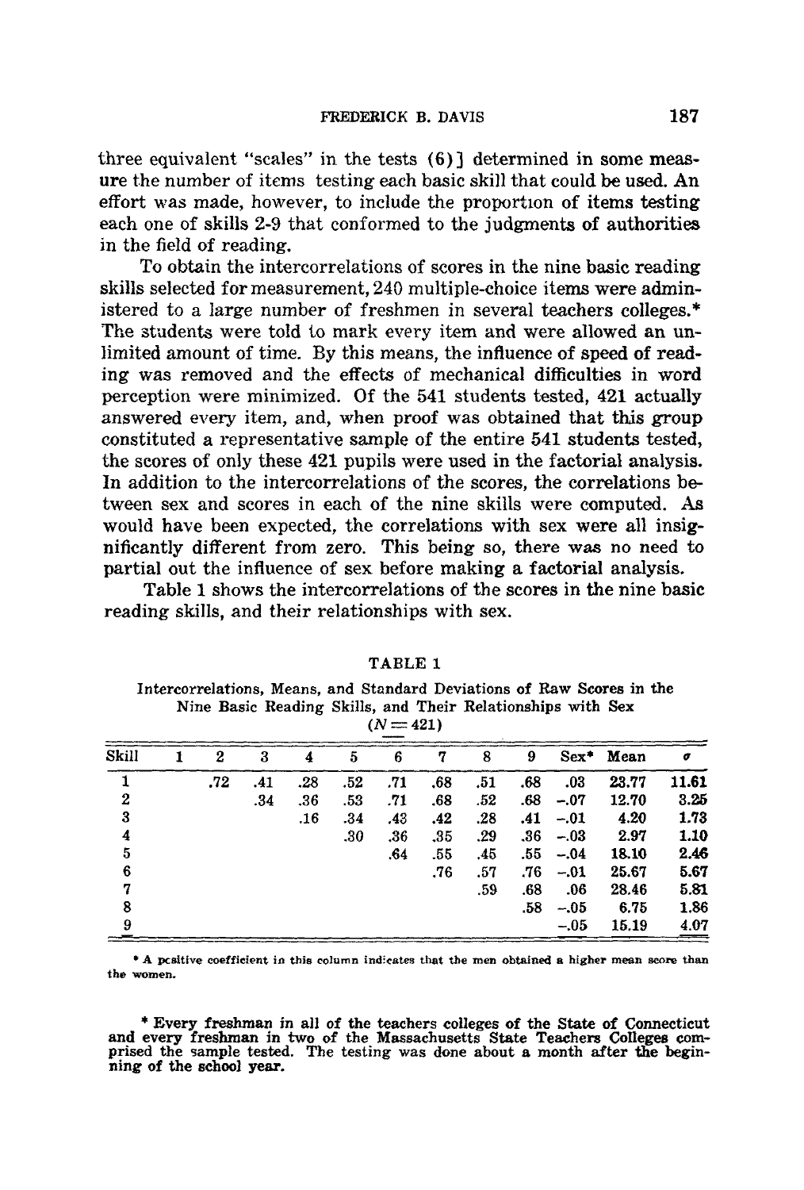three equivalent "scales" in the tests (6)] determined in some measure the number of items testing each basic skill that could be used. An effort was made, however, to include the proportion of items testing each one of skills 2-9 that conformed to the judgments of authorities in the field of reading.

To obtain the intercorrelations of scores in the nine basic reading skills selected for measurement, 240 multiple-choice items were administered to a large number of freshmen in several teachers colleges.* The students were told to mark every item and were allowed an unlimited amount of time. By this means, the influence of speed of reading was removed and the effects of mechanical difficulties in word perception were minimized. Of the 541 students tested, 421 actually answered every item, and, when proof was obtained that this group constituted a representative sample of the entire 541 students tested, the scores of only these 421 pupils were used in the factorial analysis. In addition to the intercorrelations of the scores, the correlations between sex and scores in each of the nine skills were computed. As would have been expected, the correlations with sex were all insignificantly different from zero. This being so, there was no need to partial out the influence of sex before making a factorial analysis.

Table 1 shows the intercorrelations of the scores in the nine basic reading skills, and their relationships with sex.

TABLE 1

Intercorrelations, Means, and Standard Deviations of Raw Scores in the Nine Basic Reading Skills, and Their Relationships with Sex ($N = 421$)

| Skill | 1 | 2 | 3 | 4 | 5 | 6 | 7 | 8 | 9 | Sex* | Mean | $\sigma$ |
|---|---|---|---|---|---|---|---|---|---|---|---|---|
| 1 | | .72 | .41 | .28 | .52 | .71 | .68 | .51 | .68 | .03 | 23.77 | 11.61 |
| 2 | | | .34 | .36 | .53 | .71 | .68 | .52 | .68 | −.07 | 12.70 | 3.25 |
| 3 | | | | .16 | .34 | .43 | .42 | .28 | .41 | −.01 | 4.20 | 1.73 |
| 4 | | | | | .30 | .36 | .35 | .29 | .36 | −.03 | 2.97 | 1.10 |
| 5 | | | | | | .64 | .55 | .45 | .55 | −.04 | 18.10 | 2.46 |
| 6 | | | | | | | .76 | .57 | .76 | −.01 | 25.67 | 5.67 |
| 7 | | | | | | | | .59 | .68 | .06 | 28.46 | 5.81 |
| 8 | | | | | | | | | .58 | −.05 | 6.75 | 1.86 |
| 9 | | | | | | | | | | −.05 | 15.19 | 4.07 |

* A positive coefficient in this column indicates that the men obtained a higher mean score than the women.

* Every freshman in all of the teachers colleges of the State of Connecticut and every freshman in two of the Massachusetts State Teachers Colleges comprised the sample tested. The testing was done about a month after the beginning of the school year.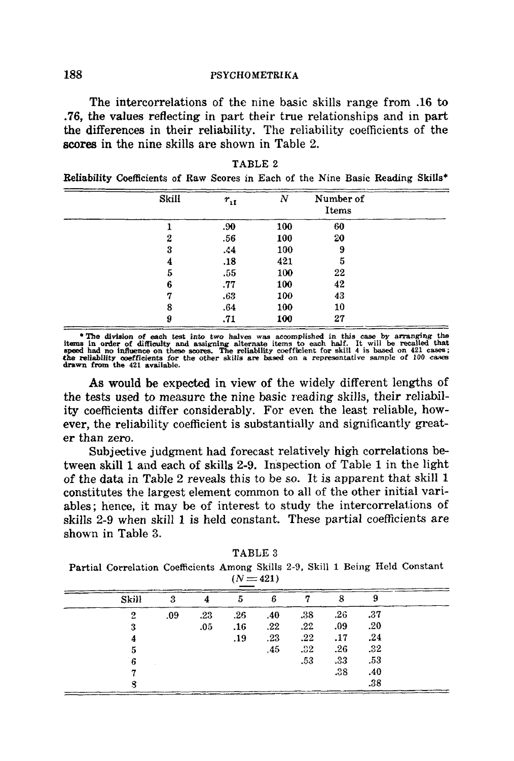The intercorrelations of the nine basic skills range from .16 to .76, the values reflecting in part their true relationships and in part the differences in their reliability. The reliability coefficients of the scores in the nine skills are shown in Table 2.

TABLE 2

Reliability Coefficients of Raw Scores in Each of the Nine Basic Reading Skills*

| Skill | $r_{1I}$ | $N$ | Number of Items |
|---|---|---|---|
| 1 | .90 | 100 | 60 |
| 2 | .56 | 100 | 20 |
| 3 | .44 | 100 | 9 |
| 4 | .18 | 421 | 5 |
| 5 | .55 | 100 | 22 |
| 6 | .77 | 100 | 42 |
| 7 | .63 | 100 | 43 |
| 8 | .64 | 100 | 10 |
| 9 | .71 | 100 | 27 |

* The division of each test into two halves was accomplished in this case by arranging the items in order of difficulty and assigning alternate items to each half. It will be recalled that speed had no influence on these scores. The reliability coefficient for skill 4 is based on 421 cases; the reliability coefficients for the other skills are based on a representative sample of 100 cases drawn from the 421 available.

As would be expected in view of the widely different lengths of the tests used to measure the nine basic reading skills, their reliability coefficients differ considerably. For even the least reliable, however, the reliability coefficient is substantially and significantly greater than zero.

Subjective judgment had forecast relatively high correlations between skill 1 and each of skills 2-9. Inspection of Table 1 in the light of the data in Table 2 reveals this to be so. It is apparent that skill 1 constitutes the largest element common to all of the other initial variables; hence, it may be of interest to study the intercorrelations of skills 2-9 when skill 1 is held constant. These partial coefficients are shown in Table 3.

TABLE 3

Partial Correlation Coefficients Among Skills 2-9, Skill 1 Being Held Constant ($N = 421$)

| Skill | 3 | 4 | 5 | 6 | 7 | 8 | 9 |
|---|---|---|---|---|---|---|---|
| 2 | .09 | .23 | .26 | .40 | .38 | .26 | .37 |
| 3 | | .05 | .16 | .22 | .22 | .09 | .20 |
| 4 | | | .19 | .23 | .22 | .17 | .24 |
| 5 | | | | .45 | .32 | .26 | .32 |
| 6 | | | | | .53 | .33 | .53 |
| 7 | | | | | | .38 | .40 |
| 8 | | | | | | | .38 |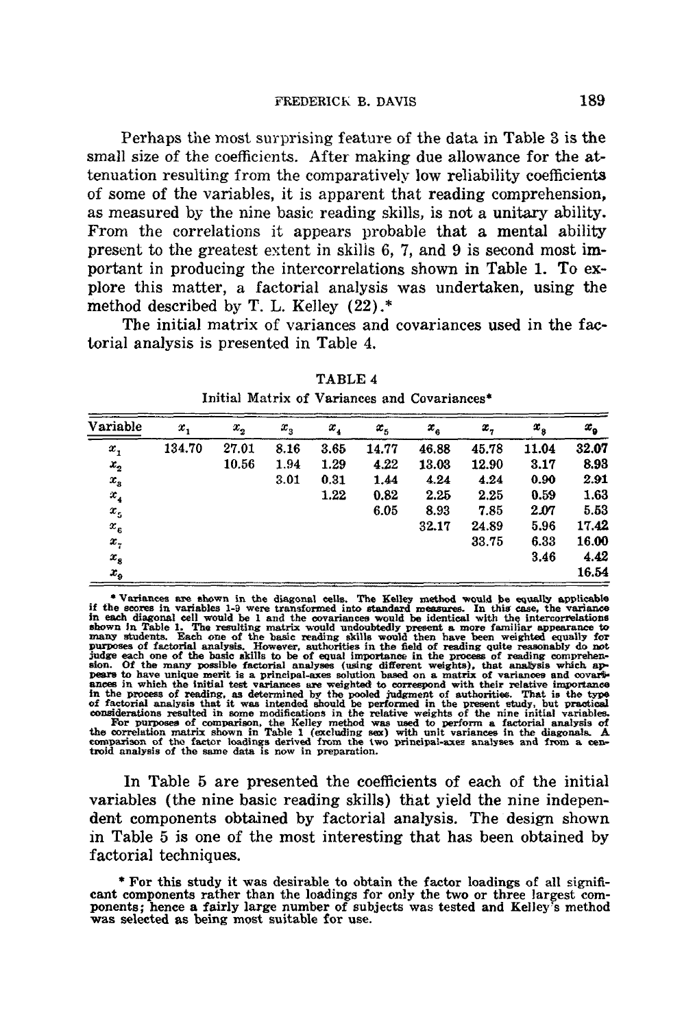Perhaps the most surprising feature of the data in Table 3 is the small size of the coefficients. After making due allowance for the attenuation resulting from the comparatively low reliability coefficients of some of the variables, it is apparent that reading comprehension, as measured by the nine basic reading skills, is not a unitary ability. From the correlations it appears probable that a mental ability present to the greatest extent in skills 6, 7, and 9 is second most important in producing the intercorrelations shown in Table 1. To explore this matter, a factorial analysis was undertaken, using the method described by T. L. Kelley (22).*

The initial matrix of variances and covariances used in the factorial analysis is presented in Table 4.

TABLE 4
Initial Matrix of Variances and Covariances*

| Variable | $x_1$ | $x_2$ | $x_3$ | $x_4$ | $x_5$ | $x_6$ | $x_7$ | $x_8$ | $x_9$ |
|---|---|---|---|---|---|---|---|---|---|
| $x_1$ | 134.70 | 27.01 | 8.16 | 3.65 | 14.77 | 46.88 | 45.78 | 11.04 | 32.07 |
| $x_2$ | | 10.56 | 1.94 | 1.29 | 4.22 | 13.03 | 12.90 | 3.17 | 8.93 |
| $x_3$ | | | 3.01 | 0.31 | 1.44 | 4.24 | 4.24 | 0.90 | 2.91 |
| $x_4$ | | | | 1.22 | 0.82 | 2.25 | 2.25 | 0.59 | 1.63 |
| $x_5$ | | | | | 6.05 | 8.93 | 7.85 | 2.07 | 5.53 |
| $x_6$ | | | | | | 32.17 | 24.89 | 5.96 | 17.42 |
| $x_7$ | | | | | | | 33.75 | 6.33 | 16.00 |
| $x_8$ | | | | | | | | 3.46 | 4.42 |
| $x_9$ | | | | | | | | | 16.54 |

* Variances are shown in the diagonal cells. The Kelley method would be equally applicable if the scores in variables 1-9 were transformed into standard measures. In this case, the variance in each diagonal cell would be 1 and the covariances would be identical with the intercorrelations shown in Table 1. The resulting matrix would undoubtedly present a more familiar appearance to many students. Each one of the basic reading skills would then have been weighted equally for purposes of factorial analysis. However, authorities in the field of reading quite reasonably do not judge each one of the basic skills to be of equal importance in the process of reading comprehension. Of the many possible factorial analyses (using different weights), that analysis which appears to have unique merit is a principal-axes solution based on a matrix of variances and covariances in which the initial test variances are weighted to correspond with their relative importance in the process of reading, as determined by the pooled judgment of authorities. That is the type of factorial analysis that it was intended should be performed in the present study, but practical considerations resulted in some modifications in the relative weights of the nine initial variables.

For purposes of comparison, the Kelley method was used to perform a factorial analysis of the correlation matrix shown in Table 1 (excluding sex) with unit variances in the diagonals. A comparison of the factor loadings derived from the two principal-axes analyses and from a centroid analysis of the same data is now in preparation.

In Table 5 are presented the coefficients of each of the initial variables (the nine basic reading skills) that yield the nine independent components obtained by factorial analysis. The design shown in Table 5 is one of the most interesting that has been obtained by factorial techniques.

* For this study it was desirable to obtain the factor loadings of all significant components rather than the loadings for only the two or three largest components; hence a fairly large number of subjects was tested and Kelley's method was selected as being most suitable for use.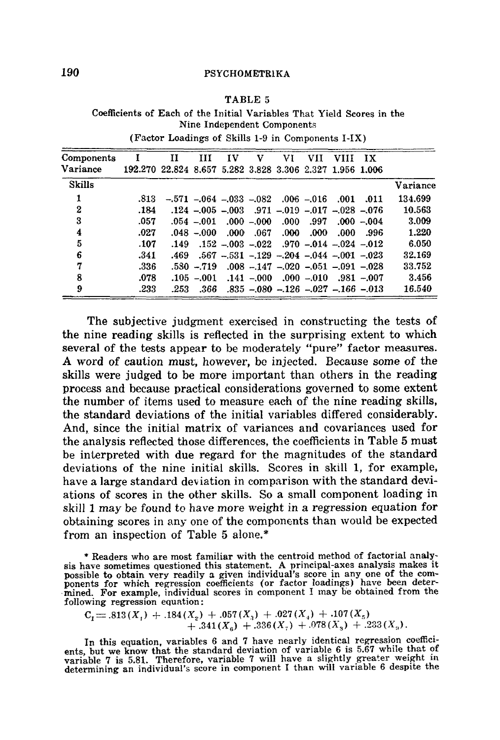TABLE 5

Coefficients of Each of the Initial Variables That Yield Scores in the Nine Independent Components

(Factor Loadings of Skills 1-9 in Components I-IX)

| Components | I | II | III | IV | V | VI | VII | VIII | IX | |
|---|---|---|---|---|---|---|---|---|---|---|
| Variance | 192.270 | 22.824 | 8.657 | 5.282 | 3.828 | 3.306 | 2.327 | 1.956 | 1.006 | |
| Skills | | | | | | | | | | Variance |
| 1 | .813 | −.571 | −.064 | −.033 | −.082 | .006 | −.016 | .001 | .011 | 134.699 |
| 2 | .184 | .124 | −.005 | −.003 | .971 | −.019 | −.017 | −.028 | −.076 | 10.563 |
| 3 | .057 | .054 | −.001 | .000 | −.000 | .000 | .997 | .000 | −.004 | 3.009 |
| 4 | .027 | .048 | −.000 | .000 | .067 | .000 | .000 | .000 | .996 | 1.220 |
| 5 | .107 | .149 | .152 | −.003 | −.022 | .970 | −.014 | −.024 | −.012 | 6.050 |
| 6 | .341 | .469 | .567 | −.531 | −.129 | −.204 | −.044 | −.001 | −.023 | 32.169 |
| 7 | .336 | .530 | −.719 | .008 | −.147 | −.020 | −.051 | −.091 | −.028 | 33.752 |
| 8 | .078 | .105 | −.001 | .141 | −.000 | .000 | −.010 | .981 | −.007 | 3.456 |
| 9 | .233 | .253 | .366 | .835 | −.080 | −.126 | −.027 | −.166 | −.013 | 16.540 |

The subjective judgment exercised in constructing the tests of the nine reading skills is reflected in the surprising extent to which several of the tests appear to be moderately "pure" factor measures. A word of caution must, however, be injected. Because some of the skills were judged to be more important than others in the reading process and because practical considerations governed to some extent the number of items used to measure each of the nine reading skills, the standard deviations of the initial variables differed considerably. And, since the initial matrix of variances and covariances used for the analysis reflected those differences, the coefficients in Table 5 must be interpreted with due regard for the magnitudes of the standard deviations of the nine initial skills. Scores in skill 1, for example, have a large standard deviation in comparison with the standard deviations of scores in the other skills. So a small component loading in skill 1 may be found to have more weight in a regression equation for obtaining scores in any one of the components than would be expected from an inspection of Table 5 alone.*

\* Readers who are most familiar with the centroid method of factorial analysis have sometimes questioned this statement. A principal-axes analysis makes it possible to obtain very readily a given individual's score in any one of the components for which regression coefficients (or factor loadings) have been determined. For example, individual scores in component I may be obtained from the following regression equation:

$$C_I = .813(X_1) + .184(X_2) + .057(X_3) + .027(X_4) + .107(X_5) + .341(X_6) + .336(X_7) + .078(X_8) + .233(X_9).$$

In this equation, variables 6 and 7 have nearly identical regression coefficients, but we know that the standard deviation of variable 6 is 5.67 while that of variable 7 is 5.81. Therefore, variable 7 will have a slightly greater weight in determining an individual's score in component I than will variable 6 despite the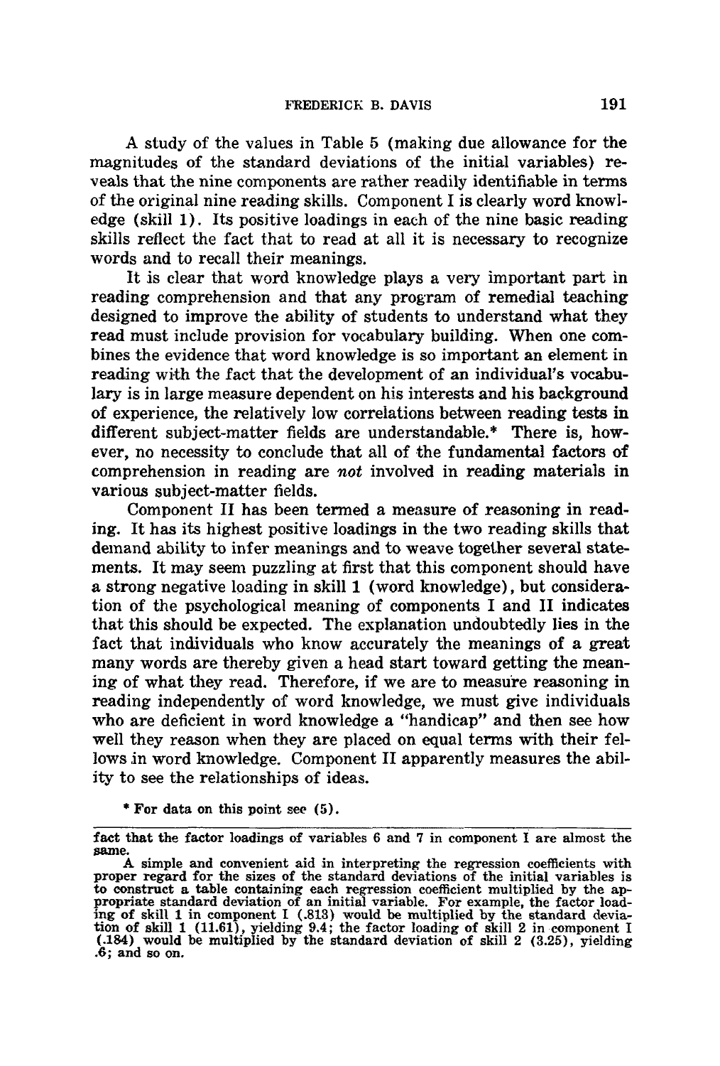A study of the values in Table 5 (making due allowance for the magnitudes of the standard deviations of the initial variables) reveals that the nine components are rather readily identifiable in terms of the original nine reading skills. Component I is clearly word knowledge (skill 1). Its positive loadings in each of the nine basic reading skills reflect the fact that to read at all it is necessary to recognize words and to recall their meanings.

It is clear that word knowledge plays a very important part in reading comprehension and that any program of remedial teaching designed to improve the ability of students to understand what they read must include provision for vocabulary building. When one combines the evidence that word knowledge is so important an element in reading with the fact that the development of an individual's vocabulary is in large measure dependent on his interests and his background of experience, the relatively low correlations between reading tests in different subject-matter fields are understandable.* There is, however, no necessity to conclude that all of the fundamental factors of comprehension in reading are *not* involved in reading materials in various subject-matter fields.

Component II has been termed a measure of reasoning in reading. It has its highest positive loadings in the two reading skills that demand ability to infer meanings and to weave together several statements. It may seem puzzling at first that this component should have a strong negative loading in skill 1 (word knowledge), but consideration of the psychological meaning of components I and II indicates that this should be expected. The explanation undoubtedly lies in the fact that individuals who know accurately the meanings of a great many words are thereby given a head start toward getting the meaning of what they read. Therefore, if we are to measure reasoning in reading independently of word knowledge, we must give individuals who are deficient in word knowledge a "handicap" and then see how well they reason when they are placed on equal terms with their fellows in word knowledge. Component II apparently measures the ability to see the relationships of ideas.

\* For data on this point see (5).

---

fact that the factor loadings of variables 6 and 7 in component I are almost the same.

A simple and convenient aid in interpreting the regression coefficients with proper regard for the sizes of the standard deviations of the initial variables is to construct a table containing each regression coefficient multiplied by the appropriate standard deviation of an initial variable. For example, the factor loading of skill 1 in component I (.813) would be multiplied by the standard deviation of skill 1 (11.61), yielding 9.4; the factor loading of skill 2 in component I (.184) would be multiplied by the standard deviation of skill 2 (3.25), yielding .6; and so on.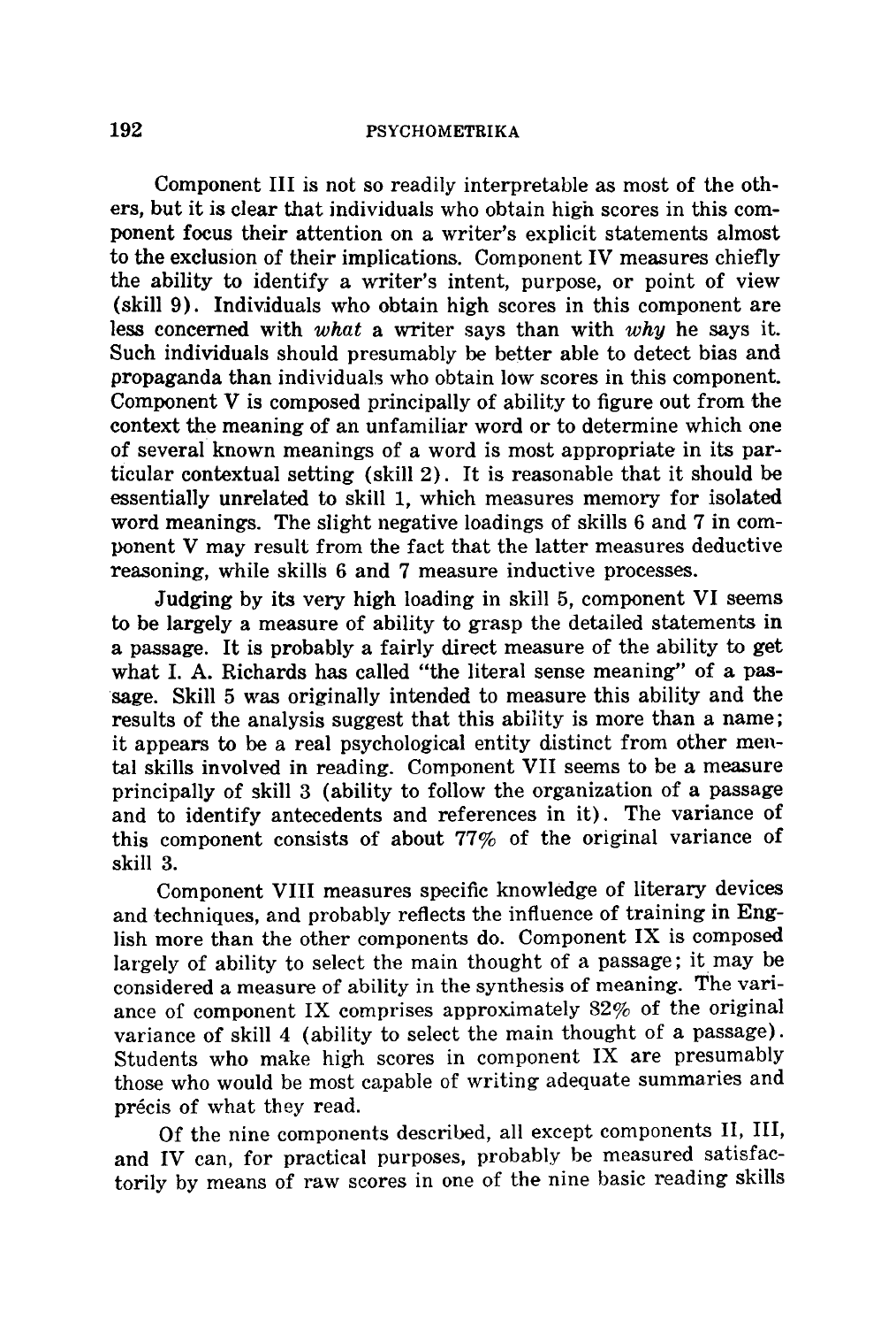Component III is not so readily interpretable as most of the others, but it is clear that individuals who obtain high scores in this component focus their attention on a writer's explicit statements almost to the exclusion of their implications. Component IV measures chiefly the ability to identify a writer's intent, purpose, or point of view (skill 9). Individuals who obtain high scores in this component are less concerned with *what* a writer says than with *why* he says it. Such individuals should presumably be better able to detect bias and propaganda than individuals who obtain low scores in this component. Component V is composed principally of ability to figure out from the context the meaning of an unfamiliar word or to determine which one of several known meanings of a word is most appropriate in its particular contextual setting (skill 2). It is reasonable that it should be essentially unrelated to skill 1, which measures memory for isolated word meanings. The slight negative loadings of skills 6 and 7 in component V may result from the fact that the latter measures deductive reasoning, while skills 6 and 7 measure inductive processes.

Judging by its very high loading in skill 5, component VI seems to be largely a measure of ability to grasp the detailed statements in a passage. It is probably a fairly direct measure of the ability to get what I. A. Richards has called "the literal sense meaning" of a passage. Skill 5 was originally intended to measure this ability and the results of the analysis suggest that this ability is more than a name; it appears to be a real psychological entity distinct from other mental skills involved in reading. Component VII seems to be a measure principally of skill 3 (ability to follow the organization of a passage and to identify antecedents and references in it). The variance of this component consists of about 77% of the original variance of skill 3.

Component VIII measures specific knowledge of literary devices and techniques, and probably reflects the influence of training in English more than the other components do. Component IX is composed largely of ability to select the main thought of a passage; it may be considered a measure of ability in the synthesis of meaning. The variance of component IX comprises approximately 82% of the original variance of skill 4 (ability to select the main thought of a passage). Students who make high scores in component IX are presumably those who would be most capable of writing adequate summaries and précis of what they read.

Of the nine components described, all except components II, III, and IV can, for practical purposes, probably be measured satisfactorily by means of raw scores in one of the nine basic reading skills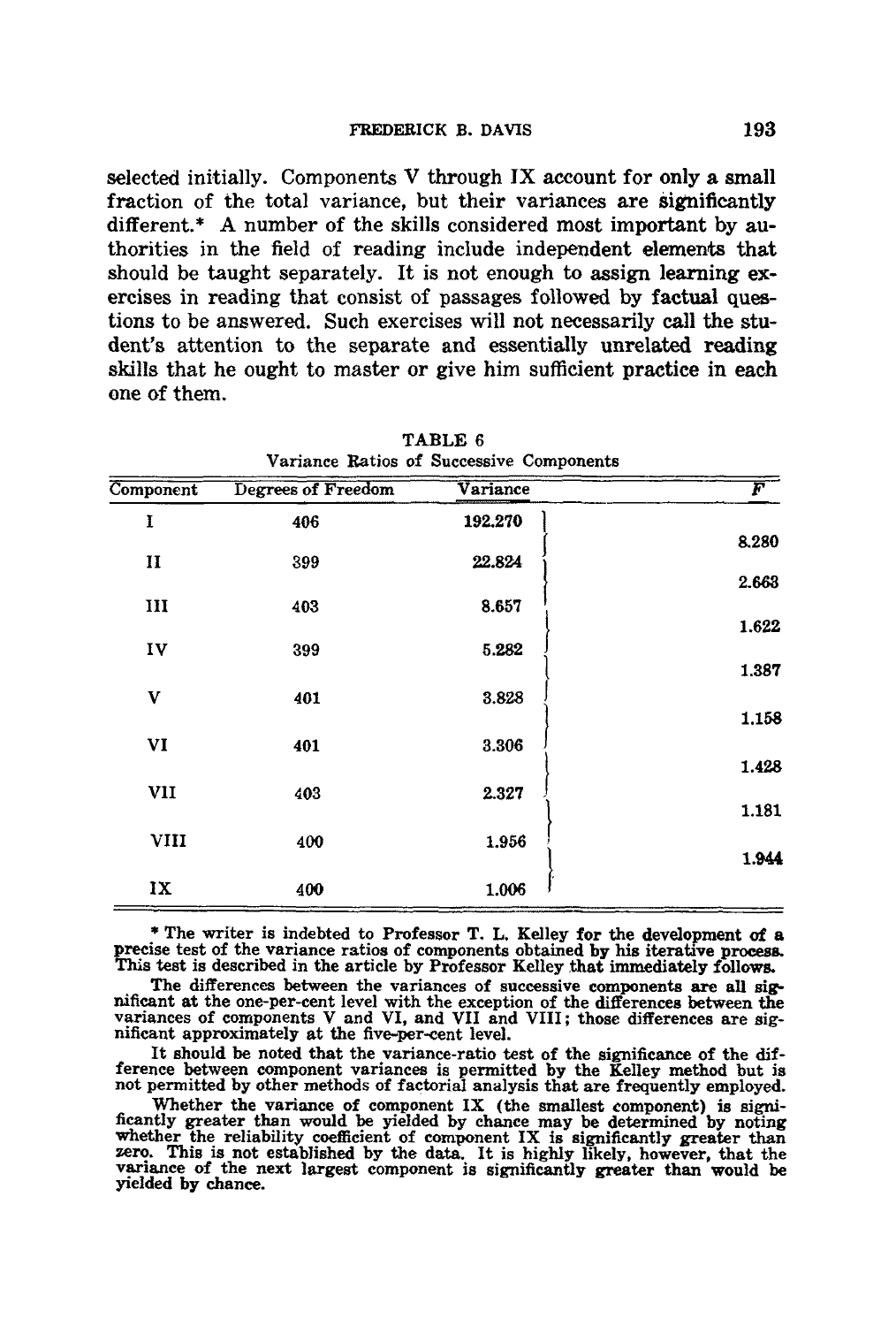selected initially. Components V through IX account for only a small fraction of the total variance, but their variances are significantly different.* A number of the skills considered most important by authorities in the field of reading include independent elements that should be taught separately. It is not enough to assign learning exercises in reading that consist of passages followed by factual questions to be answered. Such exercises will not necessarily call the student's attention to the separate and essentially unrelated reading skills that he ought to master or give him sufficient practice in each one of them.

TABLE 6
Variance Ratios of Successive Components

| Component | Degrees of Freedom | Variance | $F$ |
|---|---|---|---|
| I | 406 | 192.270 | |
| | | | 8.280 |
| II | 399 | 22.824 | |
| | | | 2.663 |
| III | 403 | 8.657 | |
| | | | 1.622 |
| IV | 399 | 5.282 | |
| | | | 1.387 |
| V | 401 | 3.828 | |
| | | | 1.158 |
| VI | 401 | 3.306 | |
| | | | 1.428 |
| VII | 403 | 2.327 | |
| | | | 1.181 |
| VIII | 400 | 1.956 | |
| | | | 1.944 |
| IX | 400 | 1.006 | |

\* The writer is indebted to Professor T. L. Kelley for the development of a precise test of the variance ratios of components obtained by his iterative process. This test is described in the article by Professor Kelley that immediately follows.

The differences between the variances of successive components are all significant at the one-per-cent level with the exception of the differences between the variances of components V and VI, and VII and VIII; those differences are significant approximately at the five-per-cent level.

It should be noted that the variance-ratio test of the significance of the difference between component variances is permitted by the Kelley method but is not permitted by other methods of factorial analysis that are frequently employed.

Whether the variance of component IX (the smallest component) is significantly greater than would be yielded by chance may be determined by noting whether the reliability coefficient of component IX is significantly greater than zero. This is not established by the data. It is highly likely, however, that the variance of the next largest component is significantly greater than would be yielded by chance.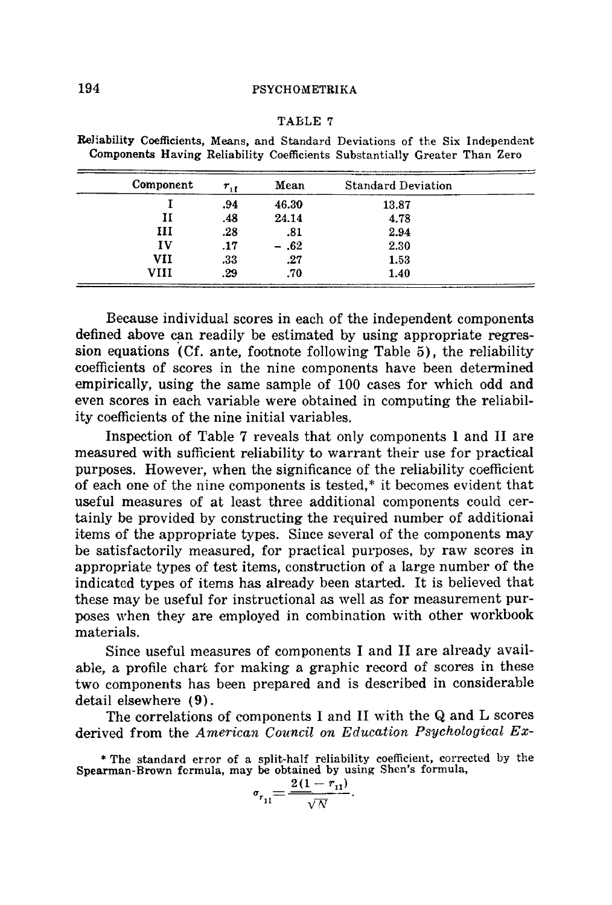TABLE 7

Reliability Coefficients, Means, and Standard Deviations of the Six Independent Components Having Reliability Coefficients Substantially Greater Than Zero

| Component | $r_{11}$ | Mean | Standard Deviation |
|---|---|---|---|
| I | .94 | 46.30 | 13.87 |
| II | .48 | 24.14 | 4.78 |
| III | .28 | .81 | 2.94 |
| IV | .17 | − .62 | 2.30 |
| VII | .33 | .27 | 1.53 |
| VIII | .29 | .70 | 1.40 |

Because individual scores in each of the independent components defined above can readily be estimated by using appropriate regression equations (Cf. ante, footnote following Table 5), the reliability coefficients of scores in the nine components have been determined empirically, using the same sample of 100 cases for which odd and even scores in each variable were obtained in computing the reliability coefficients of the nine initial variables.

Inspection of Table 7 reveals that only components I and II are measured with sufficient reliability to warrant their use for practical purposes. However, when the significance of the reliability coefficient of each one of the nine components is tested,* it becomes evident that useful measures of at least three additional components could certainly be provided by constructing the required number of additional items of the appropriate types. Since several of the components may be satisfactorily measured, for practical purposes, by raw scores in appropriate types of test items, construction of a large number of the indicated types of items has already been started. It is believed that these may be useful for instructional as well as for measurement purposes when they are employed in combination with other workbook materials.

Since useful measures of components I and II are already available, a profile chart for making a graphic record of scores in these two components has been prepared and is described in considerable detail elsewhere (9).

The correlations of components I and II with the Q and L scores derived from the *American Council on Education Psychological Ex-*

\* The standard error of a split-half reliability coefficient, corrected by the Spearman-Brown formula, may be obtained by using Shen's formula,

$$\sigma_{r_{11}} = \frac{2(1 - r_{11})}{\sqrt{N}}.$$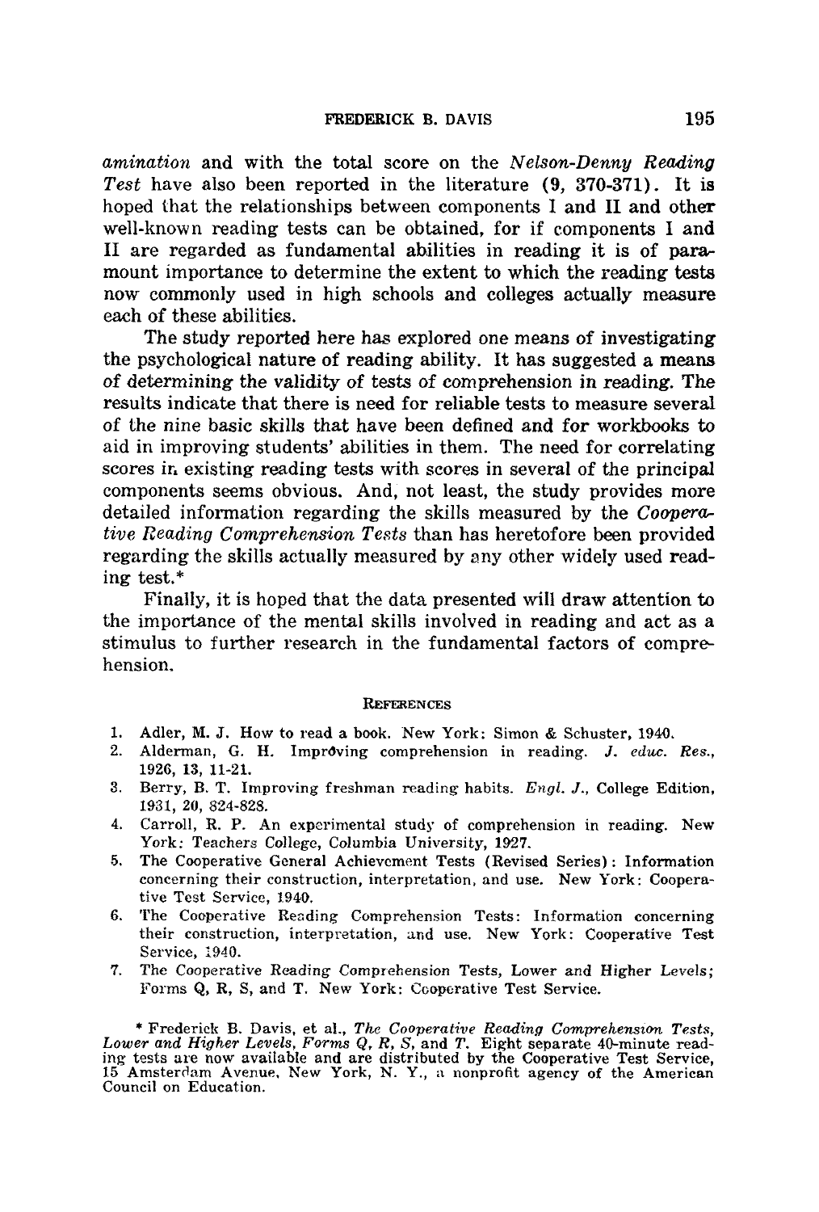*amination* and with the total score on the *Nelson-Denny Reading Test* have also been reported in the literature (**9**, 370-371). It is hoped that the relationships between components I and II and other well-known reading tests can be obtained, for if components I and II are regarded as fundamental abilities in reading it is of paramount importance to determine the extent to which the reading tests now commonly used in high schools and colleges actually measure each of these abilities.

The study reported here has explored one means of investigating the psychological nature of reading ability. It has suggested a means of determining the validity of tests of comprehension in reading. The results indicate that there is need for reliable tests to measure several of the nine basic skills that have been defined and for workbooks to aid in improving students' abilities in them. The need for correlating scores in existing reading tests with scores in several of the principal components seems obvious. And, not least, the study provides more detailed information regarding the skills measured by the *Cooperative Reading Comprehension Tests* than has heretofore been provided regarding the skills actually measured by any other widely used reading test.*

Finally, it is hoped that the data presented will draw attention to the importance of the mental skills involved in reading and act as a stimulus to further research in the fundamental factors of comprehension.

## REFERENCES

1. Adler, M. J. How to read a book. New York: Simon & Schuster, 1940.
2. Alderman, G. H. Improving comprehension in reading. *J. educ. Res.*, 1926, **13**, 11-21.
3. Berry, B. T. Improving freshman reading habits. *Engl. J.*, College Edition, 1931, **20**, 824-828.
4. Carroll, R. P. An experimental study of comprehension in reading. New York: Teachers College, Columbia University, 1927.
5. The Cooperative General Achievement Tests (Revised Series): Information concerning their construction, interpretation, and use. New York: Cooperative Test Service, 1940.
6. The Cooperative Reading Comprehension Tests: Information concerning their construction, interpretation, and use. New York: Cooperative Test Service, 1940.
7. The Cooperative Reading Comprehension Tests, Lower and Higher Levels; Forms Q, R, S, and T. New York: Cooperative Test Service.

\* Frederick B. Davis, et al., *The Cooperative Reading Comprehension Tests, Lower and Higher Levels, Forms Q, R, S,* and *T*. Eight separate 40-minute reading tests are now available and are distributed by the Cooperative Test Service, 15 Amsterdam Avenue, New York, N. Y., a nonprofit agency of the American Council on Education.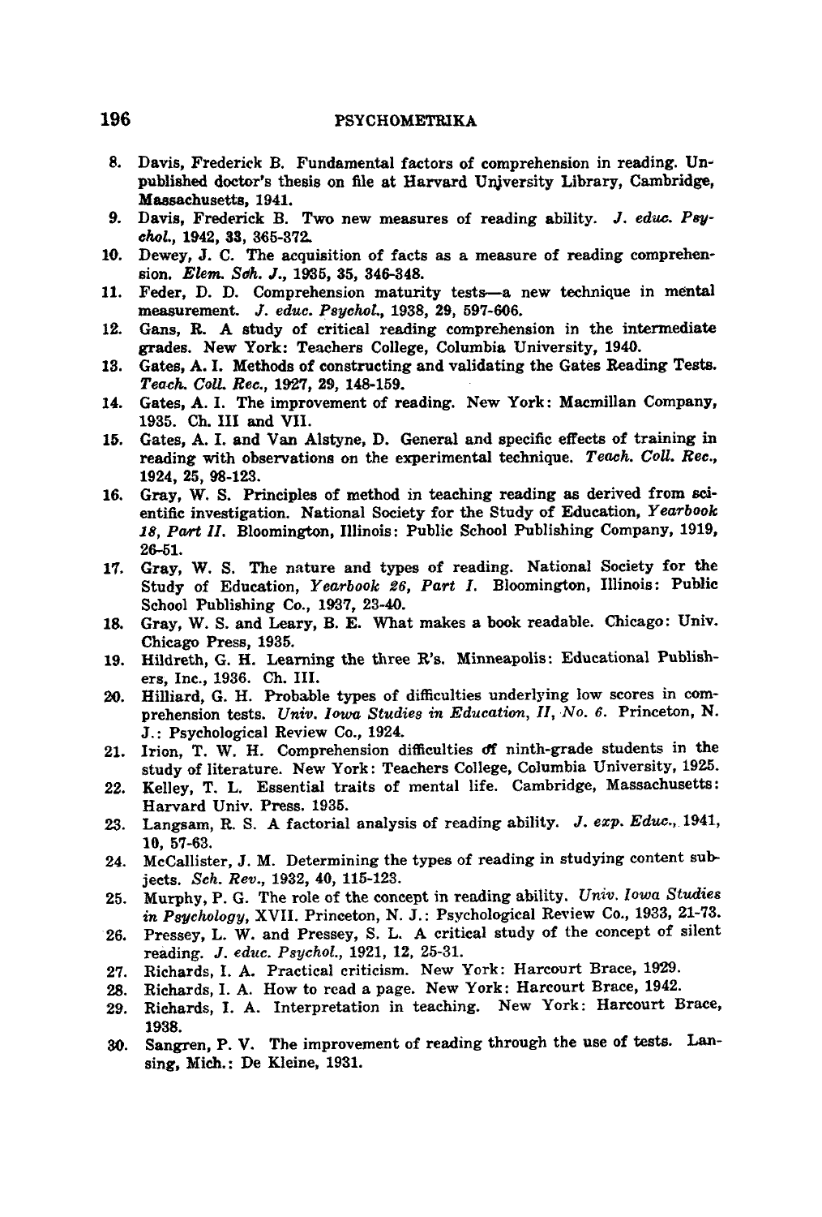8. Davis, Frederick B. Fundamental factors of comprehension in reading. Unpublished doctor's thesis on file at Harvard University Library, Cambridge, Massachusetts, 1941.
9. Davis, Frederick B. Two new measures of reading ability. *J. educ. Psychol.*, 1942, 33, 365-372.
10. Dewey, J. C. The acquisition of facts as a measure of reading comprehension. *Elem. Sch. J.*, 1935, 35, 346-348.
11. Feder, D. D. Comprehension maturity tests—a new technique in mental measurement. *J. educ. Psychol.*, 1938, 29, 597-606.
12. Gans, R. A study of critical reading comprehension in the intermediate grades. New York: Teachers College, Columbia University, 1940.
13. Gates, A. I. Methods of constructing and validating the Gates Reading Tests. *Teach. Coll. Rec.*, 1927, 29, 148-159.
14. Gates, A. I. The improvement of reading. New York: Macmillan Company, 1935. Ch. III and VII.
15. Gates, A. I. and Van Alstyne, D. General and specific effects of training in reading with observations on the experimental technique. *Teach. Coll. Rec.*, 1924, 25, 98-123.
16. Gray, W. S. Principles of method in teaching reading as derived from scientific investigation. National Society for the Study of Education, *Yearbook 18, Part II.* Bloomington, Illinois: Public School Publishing Company, 1919, 26-51.
17. Gray, W. S. The nature and types of reading. National Society for the Study of Education, *Yearbook 26, Part I.* Bloomington, Illinois: Public School Publishing Co., 1937, 23-40.
18. Gray, W. S. and Leary, B. E. What makes a book readable. Chicago: Univ. Chicago Press, 1935.
19. Hildreth, G. H. Learning the three R's. Minneapolis: Educational Publishers, Inc., 1936. Ch. III.
20. Hilliard, G. H. Probable types of difficulties underlying low scores in comprehension tests. *Univ. Iowa Studies in Education, II, No. 6.* Princeton, N. J.: Psychological Review Co., 1924.
21. Irion, T. W. H. Comprehension difficulties of ninth-grade students in the study of literature. New York: Teachers College, Columbia University, 1925.
22. Kelley, T. L. Essential traits of mental life. Cambridge, Massachusetts: Harvard Univ. Press. 1935.
23. Langsam, R. S. A factorial analysis of reading ability. *J. exp. Educ.*, 1941, 10, 57-63.
24. McCallister, J. M. Determining the types of reading in studying content subjects. *Sch. Rev.*, 1932, 40, 115-123.
25. Murphy, P. G. The role of the concept in reading ability. *Univ. Iowa Studies in Psychology*, XVII. Princeton, N. J.: Psychological Review Co., 1933, 21-73.
26. Pressey, L. W. and Pressey, S. L. A critical study of the concept of silent reading. *J. educ. Psychol.*, 1921, 12, 25-31.
27. Richards, I. A. Practical criticism. New York: Harcourt Brace, 1929.
28. Richards, I. A. How to read a page. New York: Harcourt Brace, 1942.
29. Richards, I. A. Interpretation in teaching. New York: Harcourt Brace, 1938.
30. Sangren, P. V. The improvement of reading through the use of tests. Lansing, Mich.: De Kleine, 1931.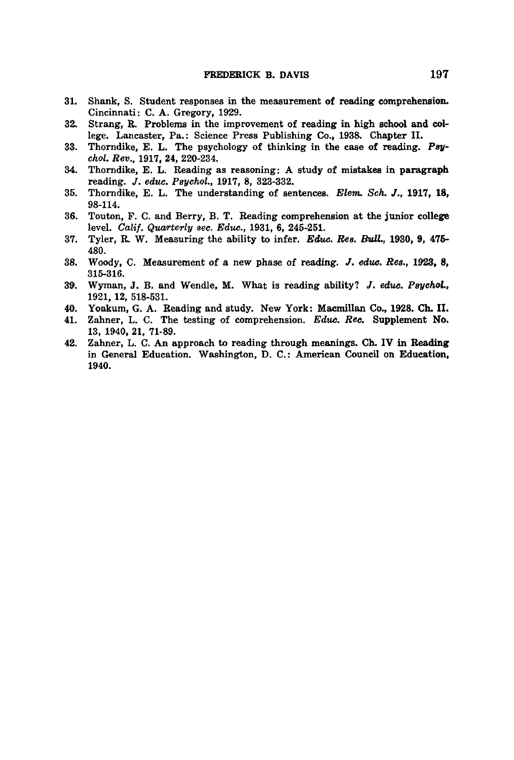31. Shank, S. Student responses in the measurement of reading comprehension. Cincinnati: C. A. Gregory, 1929.
32. Strang, R. Problems in the improvement of reading in high school and college. Lancaster, Pa.: Science Press Publishing Co., 1938. Chapter II.
33. Thorndike, E. L. The psychology of thinking in the case of reading. *Psychol. Rev.*, 1917, **24**, 220-234.
34. Thorndike, E. L. Reading as reasoning: A study of mistakes in paragraph reading. *J. educ. Psychol.*, 1917, **8**, 323-332.
35. Thorndike, E. L. The understanding of sentences. *Elem. Sch. J.*, 1917, **18**, 98-114.
36. Touton, F. C. and Berry, B. T. Reading comprehension at the junior college level. *Calif. Quarterly sec. Educ.*, 1931, **6**, 245-251.
37. Tyler, R. W. Measuring the ability to infer. *Educ. Res. Bull.*, 1930, **9**, 475-480.
38. Woody, C. Measurement of a new phase of reading. *J. educ. Res.*, 1923, **8**, 315-316.
39. Wyman, J. B. and Wendle, M. What is reading ability? *J. educ. Psychol.*, 1921, **12**, 518-531.
40. Yoakum, G. A. Reading and study. New York: Macmillan Co., 1928. Ch. II.
41. Zahner, L. C. The testing of comprehension. *Educ. Rec.* Supplement No. 13, 1940, **21**, 71-89.
42. Zahner, L. C. An approach to reading through meanings. Ch. IV in Reading in General Education. Washington, D. C.: American Council on Education, 1940.